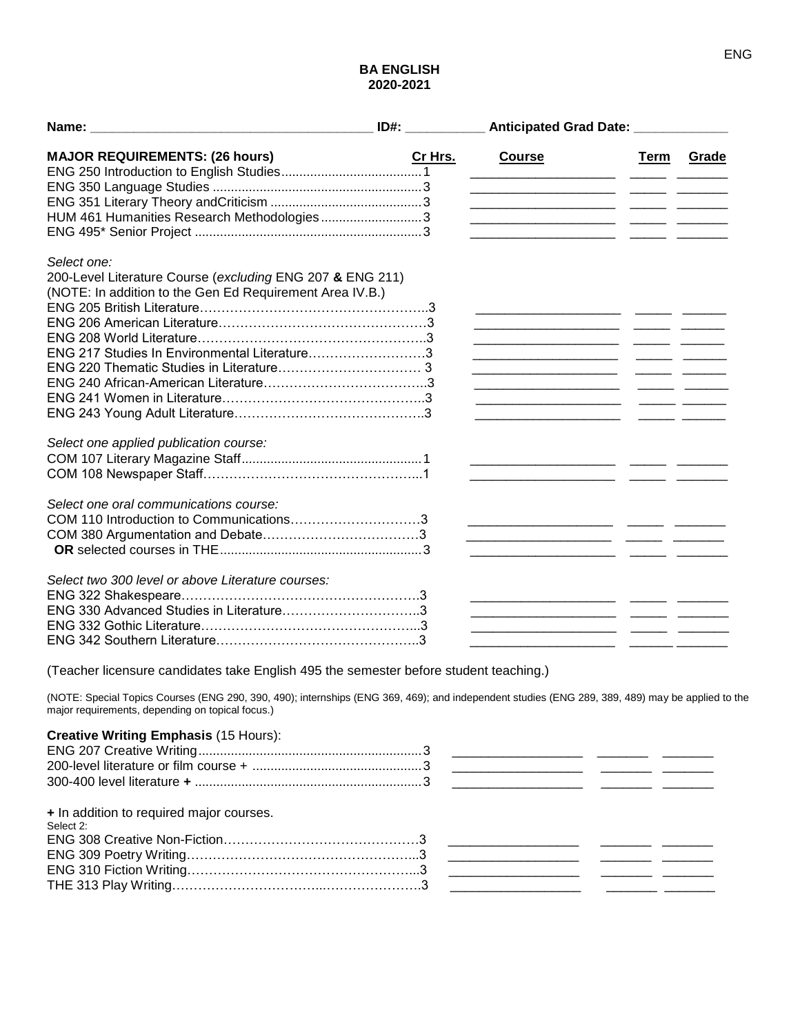# BA ENGLISH
## 2020-2021

**Name:** ______________________________ **ID#:** __________ **Anticipated Grad Date:** ____________

| MAJOR REQUIREMENTS: (26 hours) | Cr Hrs. | Course | Term | Grade |
|---|---|---|---|---|
| ENG 250 Introduction to English Studies | 1 | | | |
| ENG 350 Language Studies | 3 | | | |
| ENG 351 Literary Theory andCriticism | 3 | | | |
| HUM 461 Humanities Research Methodologies | 3 | | | |
| ENG 495* Senior Project | 3 | | | |
| *Select one:* 200-Level Literature Course (*excluding* ENG 207 **&** ENG 211) (NOTE: In addition to the Gen Ed Requirement Area IV.B.) | | | | |
| ENG 205 British Literature | 3 | | | |
| ENG 206 American Literature | 3 | | | |
| ENG 208 World Literature | 3 | | | |
| ENG 217 Studies In Environmental Literature | 3 | | | |
| ENG 220 Thematic Studies in Literature | 3 | | | |
| ENG 240 African-American Literature | 3 | | | |
| ENG 241 Women in Literature | 3 | | | |
| ENG 243 Young Adult Literature | 3 | | | |
| *Select one applied publication course:* | | | | |
| COM 107 Literary Magazine Staff | 1 | | | |
| COM 108 Newspaper Staff | 1 | | | |
| *Select one oral communications course:* | | | | |
| COM 110 Introduction to Communications | 3 | | | |
| COM 380 Argumentation and Debate | 3 | | | |
| **OR** selected courses in THE | 3 | | | |
| *Select two 300 level or above Literature courses:* | | | | |
| ENG 322 Shakespeare | 3 | | | |
| ENG 330 Advanced Studies in Literature | 3 | | | |
| ENG 332 Gothic Literature | 3 | | | |
| ENG 342 Southern Literature | 3 | | | |

(Teacher licensure candidates take English 495 the semester before student teaching.)

(NOTE: Special Topics Courses (ENG 290, 390, 490); internships (ENG 369, 469); and independent studies (ENG 289, 389, 489) may be applied to the major requirements, depending on topical focus.)

| **Creative Writing Emphasis** (15 Hours): | Cr Hrs. | Course | Term | Grade |
|---|---|---|---|---|
| ENG 207 Creative Writing | 3 | | | |
| 200-level literature or film course + | 3 | | | |
| 300-400 level literature **+** | 3 | | | |

**+** In addition to required major courses.

Select 2:

| Course | Cr Hrs. | Course | Term | Grade |
|---|---|---|---|---|
| ENG 308 Creative Non-Fiction | 3 | | | |
| ENG 309 Poetry Writing | 3 | | | |
| ENG 310 Fiction Writing | 3 | | | |
| THE 313 Play Writing | 3 | | | |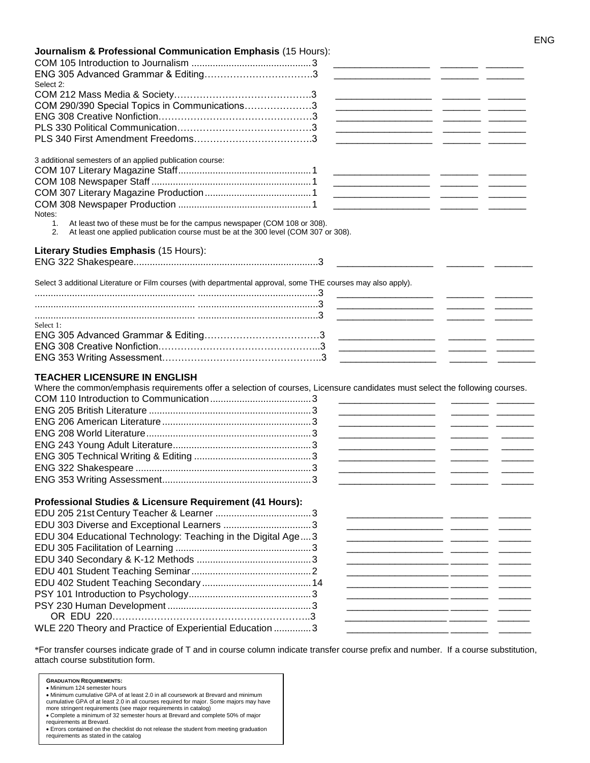### Journalism & Professional Communication Emphasis (15 Hours):

| | | | |
|---|---|---|---|
| COM 105 Introduction to Journalism | 3 | | |
| ENG 305 Advanced Grammar & Editing | 3 | | |
| Select 2: | | | |
| COM 212 Mass Media & Society | 3 | | |
| COM 290/390 Special Topics in Communications | 3 | | |
| ENG 308 Creative Nonfiction | 3 | | |
| PLS 330 Political Communication | 3 | | |
| PLS 340 First Amendment Freedoms | 3 | | |

3 additional semesters of an applied publication course:

| | | | |
|---|---|---|---|
| COM 107 Literary Magazine Staff | 1 | | |
| COM 108 Newspaper Staff | 1 | | |
| COM 307 Literary Magazine Production | 1 | | |
| COM 308 Newspaper Production | 1 | | |

Notes:
1. At least two of these must be for the campus newspaper (COM 108 or 308).
2. At least one applied publication course must be at the 300 level (COM 307 or 308).

### Literary Studies Emphasis (15 Hours):

| | | | |
|---|---|---|---|
| ENG 322 Shakespeare | 3 | | |

Select 3 additional Literature or Film courses (with departmental approval, some THE courses may also apply).

| | | | |
|---|---|---|---|
| | 3 | | |
| | 3 | | |
| | 3 | | |
| Select 1: | | | |
| ENG 305 Advanced Grammar & Editing | 3 | | |
| ENG 308 Creative Nonfiction | 3 | | |
| ENG 353 Writing Assessment | 3 | | |

### TEACHER LICENSURE IN ENGLISH

Where the common/emphasis requirements offer a selection of courses, Licensure candidates must select the following courses.

| | | | |
|---|---|---|---|
| COM 110 Introduction to Communication | 3 | | |
| ENG 205 British Literature | 3 | | |
| ENG 206 American Literature | 3 | | |
| ENG 208 World Literature | 3 | | |
| ENG 243 Young Adult Literature | 3 | | |
| ENG 305 Technical Writing & Editing | 3 | | |
| ENG 322 Shakespeare | 3 | | |
| ENG 353 Writing Assessment | 3 | | |

### Professional Studies & Licensure Requirement (41 Hours):

| | | | |
|---|---|---|---|
| EDU 205 21st Century Teacher & Learner | 3 | | |
| EDU 303 Diverse and Exceptional Learners | 3 | | |
| EDU 304 Educational Technology: Teaching in the Digital Age | 3 | | |
| EDU 305 Facilitation of Learning | 3 | | |
| EDU 340 Secondary & K-12 Methods | 3 | | |
| EDU 401 Student Teaching Seminar | 2 | | |
| EDU 402 Student Teaching Secondary | 14 | | |
| PSY 101 Introduction to Psychology | 3 | | |
| PSY 230 Human Development | 3 | | |
| OR EDU 220 | 3 | | |
| WLE 220 Theory and Practice of Experiential Education | 3 | | |

*For transfer courses indicate grade of T and in course column indicate transfer course prefix and number. If a course substitution, attach course substitution form.

**GRADUATION REQUIREMENTS:**
- Minimum 124 semester hours
- Minimum cumulative GPA of at least 2.0 in all coursework at Brevard and minimum cumulative GPA of at least 2.0 in all courses required for major. Some majors may have more stringent requirements (see major requirements in catalog)
- Complete a minimum of 32 semester hours at Brevard and complete 50% of major requirements at Brevard.
- Errors contained on the checklist do not release the student from meeting graduation requirements as stated in the catalog